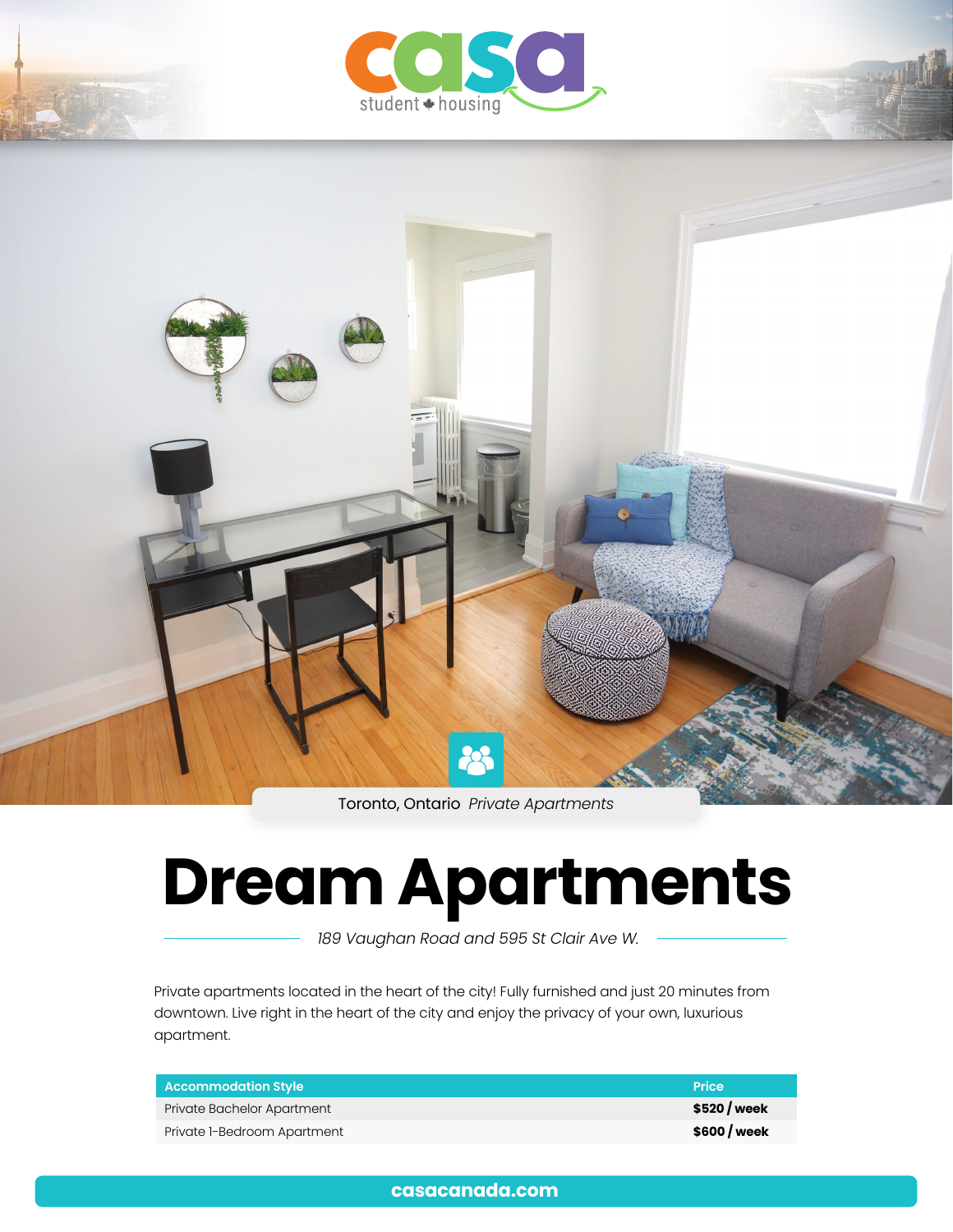casa student housing

Toronto, Ontario *Private Apartments*

# Dream Apartments

*189 Vaughan Road and 595 St Clair Ave W.*

Private apartments located in the heart of the city! Fully furnished and just 20 minutes from downtown. Live right in the heart of the city and enjoy the privacy of your own, luxurious apartment.

| Accommodation Style | Price |
| --- | --- |
| Private Bachelor Apartment | **$520 / week** |
| Private 1-Bedroom Apartment | **$600 / week** |

**casacanada.com**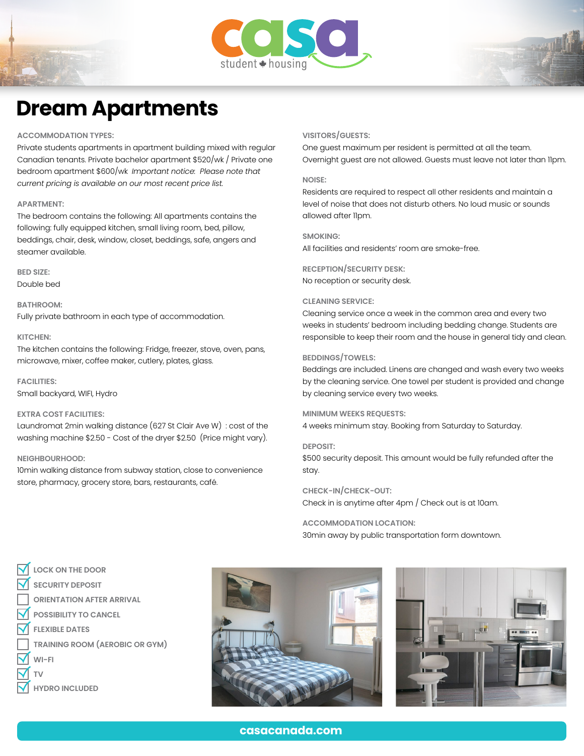# Dream Apartments

**ACCOMMODATION TYPES:**

Private students apartments in apartment building mixed with regular Canadian tenants. Private bachelor apartment $520/wk / Private one bedroom apartment $600/wk *Important notice: Please note that current pricing is available on our most recent price list.*

**APARTMENT:**

The bedroom contains the following: All apartments contains the following: fully equipped kitchen, small living room, bed, pillow, beddings, chair, desk, window, closet, beddings, safe, angers and steamer available.

**BED SIZE:**

Double bed

**BATHROOM:**

Fully private bathroom in each type of accommodation.

**KITCHEN:**

The kitchen contains the following: Fridge, freezer, stove, oven, pans, microwave, mixer, coffee maker, cutlery, plates, glass.

**FACILITIES:**

Small backyard, WIFI, Hydro

**EXTRA COST FACILITIES:**

Laundromat 2min walking distance (627 St Clair Ave W) : cost of the washing machine $2.50 - Cost of the dryer $2.50 (Price might vary).

**NEIGHBOURHOOD:**

10min walking distance from subway station, close to convenience store, pharmacy, grocery store, bars, restaurants, café.

**VISITORS/GUESTS:**

One guest maximum per resident is permitted at all the team. Overnight guest are not allowed. Guests must leave not later than 11pm.

**NOISE:**

Residents are required to respect all other residents and maintain a level of noise that does not disturb others. No loud music or sounds allowed after 11pm.

**SMOKING:**

All facilities and residents' room are smoke-free.

**RECEPTION/SECURITY DESK:**

No reception or security desk.

**CLEANING SERVICE:**

Cleaning service once a week in the common area and every two weeks in students' bedroom including bedding change. Students are responsible to keep their room and the house in general tidy and clean.

**BEDDINGS/TOWELS:**

Beddings are included. Linens are changed and wash every two weeks by the cleaning service. One towel per student is provided and change by cleaning service every two weeks.

**MINIMUM WEEKS REQUESTS:**

4 weeks minimum stay. Booking from Saturday to Saturday.

**DEPOSIT:**

$500 security deposit. This amount would be fully refunded after the stay.

**CHECK-IN/CHECK-OUT:**

Check in is anytime after 4pm / Check out is at 10am.

**ACCOMMODATION LOCATION:**

30min away by public transportation form downtown.

- [x] LOCK ON THE DOOR
- [x] SECURITY DEPOSIT
- [ ] ORIENTATION AFTER ARRIVAL
- [x] POSSIBILITY TO CANCEL
- [x] FLEXIBLE DATES
- [ ] TRAINING ROOM (AEROBIC OR GYM)
- [x] WI-FI
- [x] TV
- [x] HYDRO INCLUDED

casacanada.com